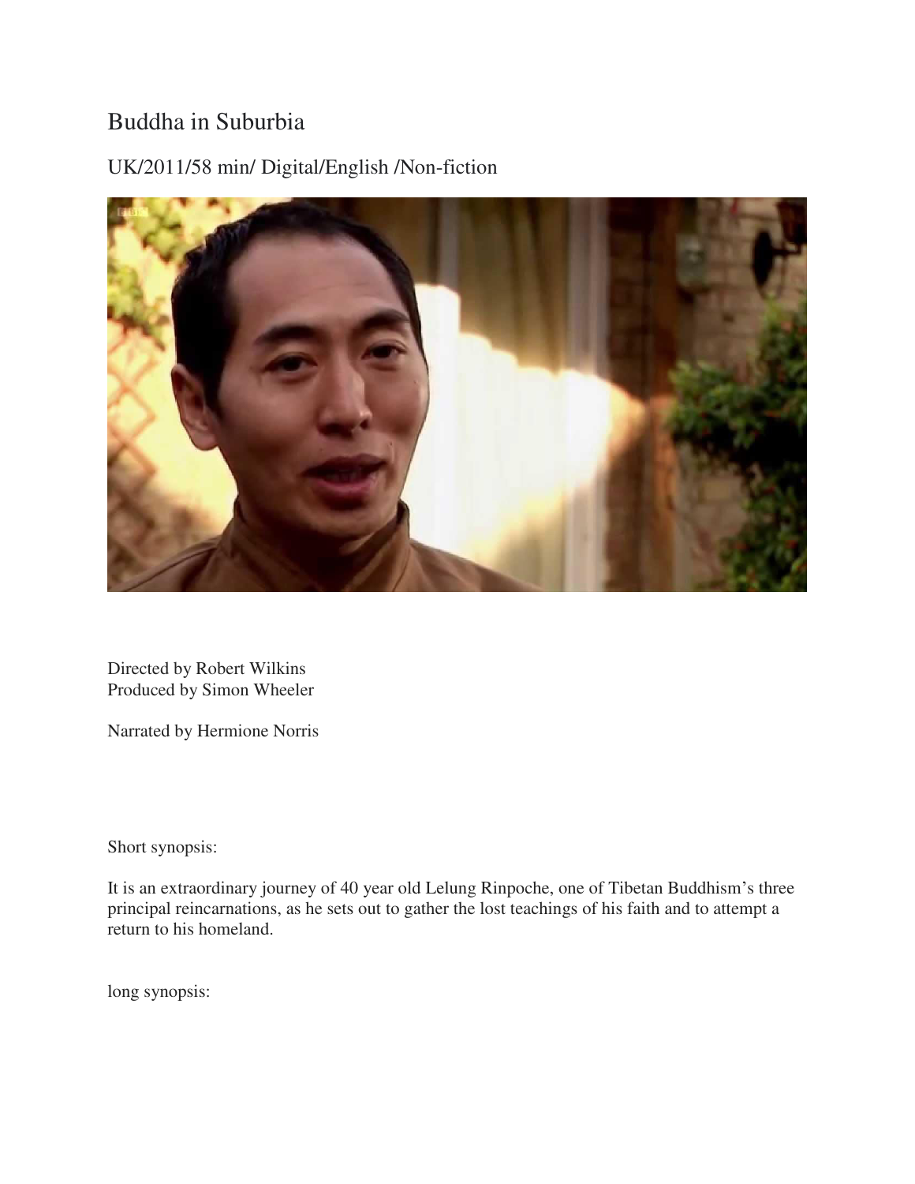# Buddha in Suburbia

## UK/2011/58 min/ Digital/English /Non-fiction

Directed by Robert Wilkins
Produced by Simon Wheeler

Narrated by Hermione Norris

Short synopsis:

It is an extraordinary journey of 40 year old Lelung Rinpoche, one of Tibetan Buddhism's three principal reincarnations, as he sets out to gather the lost teachings of his faith and to attempt a return to his homeland.

long synopsis: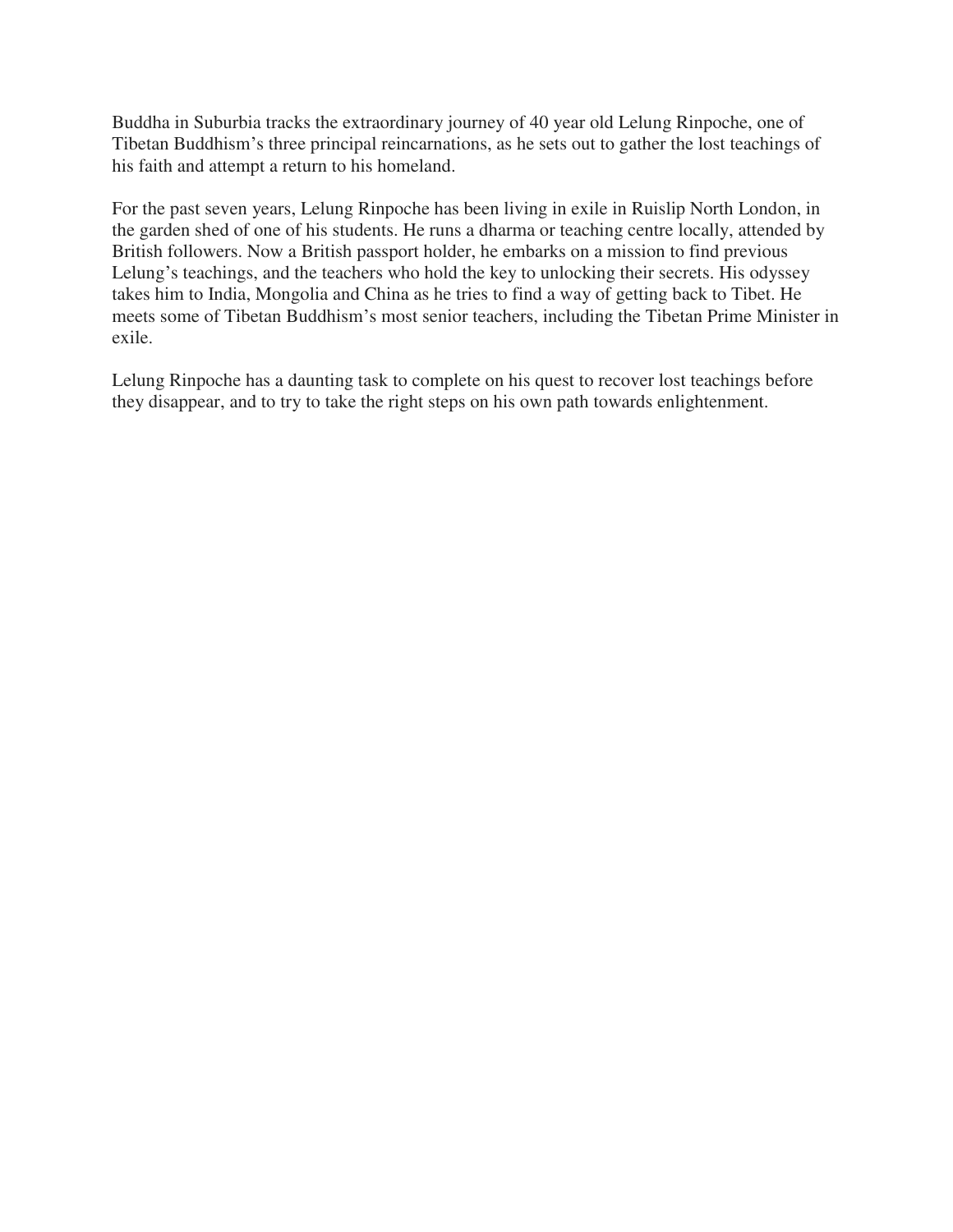Buddha in Suburbia tracks the extraordinary journey of 40 year old Lelung Rinpoche, one of Tibetan Buddhism's three principal reincarnations, as he sets out to gather the lost teachings of his faith and attempt a return to his homeland.

For the past seven years, Lelung Rinpoche has been living in exile in Ruislip North London, in the garden shed of one of his students. He runs a dharma or teaching centre locally, attended by British followers. Now a British passport holder, he embarks on a mission to find previous Lelung's teachings, and the teachers who hold the key to unlocking their secrets. His odyssey takes him to India, Mongolia and China as he tries to find a way of getting back to Tibet. He meets some of Tibetan Buddhism's most senior teachers, including the Tibetan Prime Minister in exile.

Lelung Rinpoche has a daunting task to complete on his quest to recover lost teachings before they disappear, and to try to take the right steps on his own path towards enlightenment.